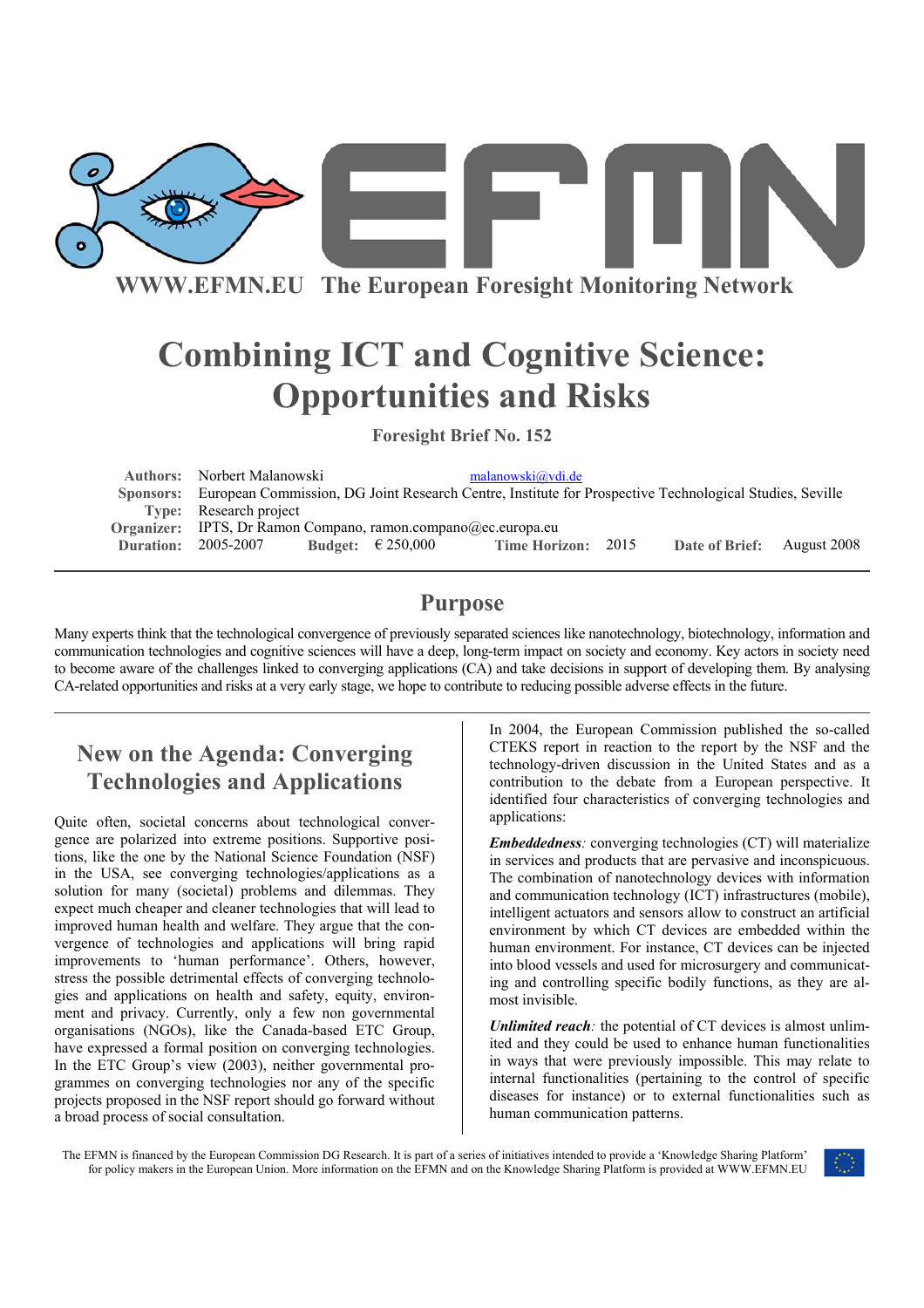WWW.EFMN.EU The European Foresight Monitoring Network

# Combining ICT and Cognitive Science: Opportunities and Risks

**Foresight Brief No. 152**

**Authors:** Norbert Malanowski malanowski@vdi.de
**Sponsors:** European Commission, DG Joint Research Centre, Institute for Prospective Technological Studies, Seville
**Type:** Research project
**Organizer:** IPTS, Dr Ramon Compano, ramon.compano@ec.europa.eu
**Duration:** 2005-2007 **Budget:** € 250,000 **Time Horizon:** 2015 **Date of Brief:** August 2008

## Purpose

Many experts think that the technological convergence of previously separated sciences like nanotechnology, biotechnology, information and communication technologies and cognitive sciences will have a deep, long-term impact on society and economy. Key actors in society need to become aware of the challenges linked to converging applications (CA) and take decisions in support of developing them. By analysing CA-related opportunities and risks at a very early stage, we hope to contribute to reducing possible adverse effects in the future.

## New on the Agenda: Converging Technologies and Applications

Quite often, societal concerns about technological convergence are polarized into extreme positions. Supportive positions, like the one by the National Science Foundation (NSF) in the USA, see converging technologies/applications as a solution for many (societal) problems and dilemmas. They expect much cheaper and cleaner technologies that will lead to improved human health and welfare. They argue that the convergence of technologies and applications will bring rapid improvements to 'human performance'. Others, however, stress the possible detrimental effects of converging technologies and applications on health and safety, equity, environment and privacy. Currently, only a few non governmental organisations (NGOs), like the Canada-based ETC Group, have expressed a formal position on converging technologies. In the ETC Group's view (2003), neither governmental programmes on converging technologies nor any of the specific projects proposed in the NSF report should go forward without a broad process of social consultation.

In 2004, the European Commission published the so-called CTEKS report in reaction to the report by the NSF and the technology-driven discussion in the United States and as a contribution to the debate from a European perspective. It identified four characteristics of converging technologies and applications:

***Embeddedness***: converging technologies (CT) will materialize in services and products that are pervasive and inconspicuous. The combination of nanotechnology devices with information and communication technology (ICT) infrastructures (mobile), intelligent actuators and sensors allow to construct an artificial environment by which CT devices are embedded within the human environment. For instance, CT devices can be injected into blood vessels and used for microsurgery and communicating and controlling specific bodily functions, as they are almost invisible.

***Unlimited reach***: the potential of CT devices is almost unlimited and they could be used to enhance human functionalities in ways that were previously impossible. This may relate to internal functionalities (pertaining to the control of specific diseases for instance) or to external functionalities such as human communication patterns.

The EFMN is financed by the European Commission DG Research. It is part of a series of initiatives intended to provide a 'Knowledge Sharing Platform' for policy makers in the European Union. More information on the EFMN and on the Knowledge Sharing Platform is provided at WWW.EFMN.EU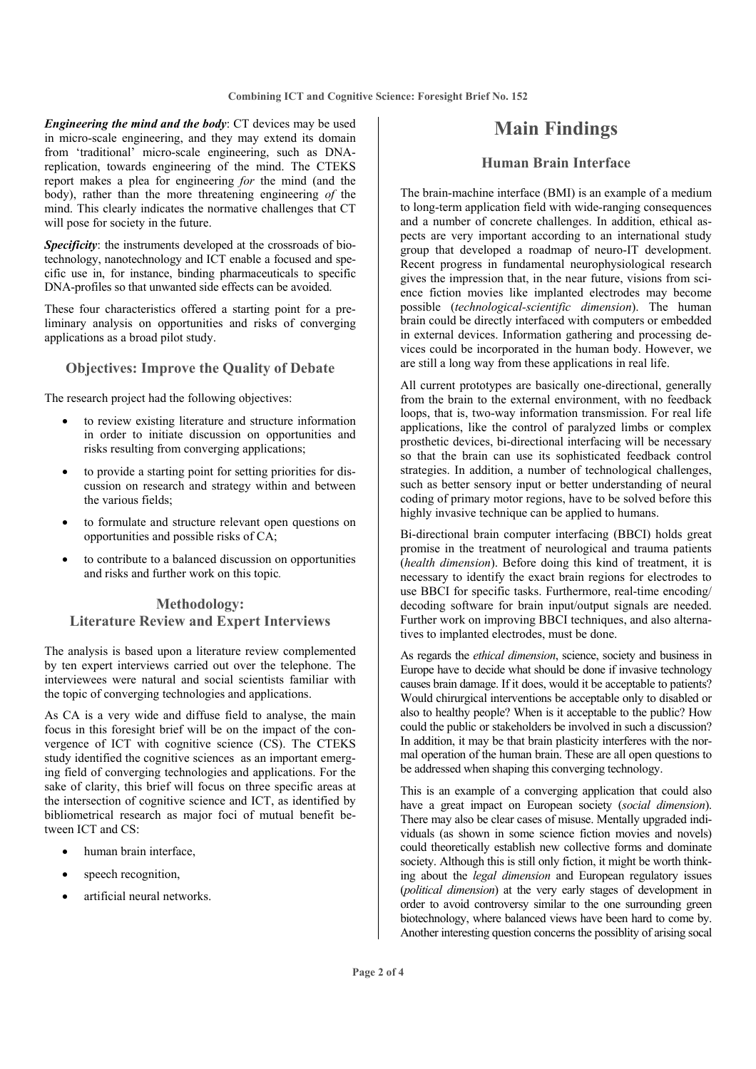***Engineering the mind and the body***: CT devices may be used in micro-scale engineering, and they may extend its domain from 'traditional' micro-scale engineering, such as DNA-replication, towards engineering of the mind. The CTEKS report makes a plea for engineering *for* the mind (and the body), rather than the more threatening engineering *of* the mind. This clearly indicates the normative challenges that CT will pose for society in the future.

***Specificity***: the instruments developed at the crossroads of biotechnology, nanotechnology and ICT enable a focused and specific use in, for instance, binding pharmaceuticals to specific DNA-profiles so that unwanted side effects can be avoided.

These four characteristics offered a starting point for a preliminary analysis on opportunities and risks of converging applications as a broad pilot study.

### Objectives: Improve the Quality of Debate

The research project had the following objectives:

- to review existing literature and structure information in order to initiate discussion on opportunities and risks resulting from converging applications;
- to provide a starting point for setting priorities for discussion on research and strategy within and between the various fields;
- to formulate and structure relevant open questions on opportunities and possible risks of CA;
- to contribute to a balanced discussion on opportunities and risks and further work on this topic.

### Methodology: Literature Review and Expert Interviews

The analysis is based upon a literature review complemented by ten expert interviews carried out over the telephone. The interviewees were natural and social scientists familiar with the topic of converging technologies and applications.

As CA is a very wide and diffuse field to analyse, the main focus in this foresight brief will be on the impact of the convergence of ICT with cognitive science (CS). The CTEKS study identified the cognitive sciences as an important emerging field of converging technologies and applications. For the sake of clarity, this brief will focus on three specific areas at the intersection of cognitive science and ICT, as identified by bibliometrical research as major foci of mutual benefit between ICT and CS:

- human brain interface,
- speech recognition,
- artificial neural networks.

## Main Findings

### Human Brain Interface

The brain-machine interface (BMI) is an example of a medium to long-term application field with wide-ranging consequences and a number of concrete challenges. In addition, ethical aspects are very important according to an international study group that developed a roadmap of neuro-IT development. Recent progress in fundamental neurophysiological research gives the impression that, in the near future, visions from science fiction movies like implanted electrodes may become possible (*technological-scientific dimension*). The human brain could be directly interfaced with computers or embedded in external devices. Information gathering and processing devices could be incorporated in the human body. However, we are still a long way from these applications in real life.

All current prototypes are basically one-directional, generally from the brain to the external environment, with no feedback loops, that is, two-way information transmission. For real life applications, like the control of paralyzed limbs or complex prosthetic devices, bi-directional interfacing will be necessary so that the brain can use its sophisticated feedback control strategies. In addition, a number of technological challenges, such as better sensory input or better understanding of neural coding of primary motor regions, have to be solved before this highly invasive technique can be applied to humans.

Bi-directional brain computer interfacing (BBCI) holds great promise in the treatment of neurological and trauma patients (*health dimension*). Before doing this kind of treatment, it is necessary to identify the exact brain regions for electrodes to use BBCI for specific tasks. Furthermore, real-time encoding/ decoding software for brain input/output signals are needed. Further work on improving BBCI techniques, and also alternatives to implanted electrodes, must be done.

As regards the *ethical dimension*, science, society and business in Europe have to decide what should be done if invasive technology causes brain damage. If it does, would it be acceptable to patients? Would chirurgical interventions be acceptable only to disabled or also to healthy people? When is it acceptable to the public? How could the public or stakeholders be involved in such a discussion? In addition, it may be that brain plasticity interferes with the normal operation of the human brain. These are all open questions to be addressed when shaping this converging technology.

This is an example of a converging application that could also have a great impact on European society (*social dimension*). There may also be clear cases of misuse. Mentally upgraded individuals (as shown in some science fiction movies and novels) could theoretically establish new collective forms and dominate society. Although this is still only fiction, it might be worth thinking about the *legal dimension* and European regulatory issues (*political dimension*) at the very early stages of development in order to avoid controversy similar to the one surrounding green biotechnology, where balanced views have been hard to come by. Another interesting question concerns the possiblity of arising socal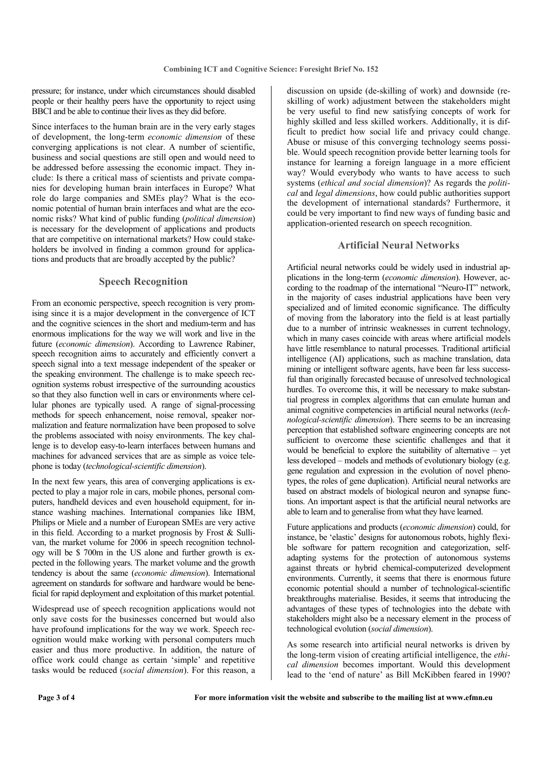pressure; for instance, under which circumstances should disabled people or their healthy peers have the opportunity to reject using BBCI and be able to continue their lives as they did before.

Since interfaces to the human brain are in the very early stages of development, the long-term *economic dimension* of these converging applications is not clear. A number of scientific, business and social questions are still open and would need to be addressed before assessing the economic impact. They include: Is there a critical mass of scientists and private companies for developing human brain interfaces in Europe? What role do large companies and SMEs play? What is the economic potential of human brain interfaces and what are the economic risks? What kind of public funding (*political dimension*) is necessary for the development of applications and products that are competitive on international markets? How could stakeholders be involved in finding a common ground for applications and products that are broadly accepted by the public?

## Speech Recognition

From an economic perspective, speech recognition is very promising since it is a major development in the convergence of ICT and the cognitive sciences in the short and medium-term and has enormous implications for the way we will work and live in the future (*economic dimension*). According to Lawrence Rabiner, speech recognition aims to accurately and efficiently convert a speech signal into a text message independent of the speaker or the speaking environment. The challenge is to make speech recognition systems robust irrespective of the surrounding acoustics so that they also function well in cars or environments where cellular phones are typically used. A range of signal-processing methods for speech enhancement, noise removal, speaker normalization and feature normalization have been proposed to solve the problems associated with noisy environments. The key challenge is to develop easy-to-learn interfaces between humans and machines for advanced services that are as simple as voice telephone is today (*technological-scientific dimension*).

In the next few years, this area of converging applications is expected to play a major role in cars, mobile phones, personal computers, handheld devices and even household equipment, for instance washing machines. International companies like IBM, Philips or Miele and a number of European SMEs are very active in this field. According to a market prognosis by Frost & Sullivan, the market volume for 2006 in speech recognition technology will be $ 700m in the US alone and further growth is expected in the following years. The market volume and the growth tendency is about the same (*economic dimension*). International agreement on standards for software and hardware would be beneficial for rapid deployment and exploitation of this market potential.

Widespread use of speech recognition applications would not only save costs for the businesses concerned but would also have profound implications for the way we work. Speech recognition would make working with personal computers much easier and thus more productive. In addition, the nature of office work could change as certain 'simple' and repetitive tasks would be reduced (*social dimension*). For this reason, a discussion on upside (de-skilling of work) and downside (re-skilling of work) adjustment between the stakeholders might be very useful to find new satisfying concepts of work for highly skilled and less skilled workers. Additionally, it is difficult to predict how social life and privacy could change. Abuse or misuse of this converging technology seems possible. Would speech recognition provide better learning tools for instance for learning a foreign language in a more efficient way? Would everybody who wants to have access to such systems (*ethical and social dimension*)? As regards the *political* and *legal dimensions*, how could public authorities support the development of international standards? Furthermore, it could be very important to find new ways of funding basic and application-oriented research on speech recognition.

## Artificial Neural Networks

Artificial neural networks could be widely used in industrial applications in the long-term (*economic dimension*). However, according to the roadmap of the international "Neuro-IT" network, in the majority of cases industrial applications have been very specialized and of limited economic significance. The difficulty of moving from the laboratory into the field is at least partially due to a number of intrinsic weaknesses in current technology, which in many cases coincide with areas where artificial models have little resemblance to natural processes. Traditional artificial intelligence (AI) applications, such as machine translation, data mining or intelligent software agents, have been far less successful than originally forecasted because of unresolved technological hurdles. To overcome this, it will be necessary to make substantial progress in complex algorithms that can emulate human and animal cognitive competencies in artificial neural networks (*technological-scientific dimension*). There seems to be an increasing perception that established software engineering concepts are not sufficient to overcome these scientific challenges and that it would be beneficial to explore the suitability of alternative – yet less developed – models and methods of evolutionary biology (e.g. gene regulation and expression in the evolution of novel phenotypes, the roles of gene duplication). Artificial neural networks are based on abstract models of biological neuron and synapse functions. An important aspect is that the artificial neural networks are able to learn and to generalise from what they have learned.

Future applications and products (*economic dimension*) could, for instance, be 'elastic' designs for autonomous robots, highly flexible software for pattern recognition and categorization, self-adapting systems for the protection of autonomous systems against threats or hybrid chemical-computerized development environments. Currently, it seems that there is enormous future economic potential should a number of technological-scientific breakthroughs materialise. Besides, it seems that introducing the advantages of these types of technologies into the debate with stakeholders might also be a necessary element in the process of technological evolution (*social dimension*).

As some research into artificial neural networks is driven by the long-term vision of creating artificial intelligence, the *ethical dimension* becomes important. Would this development lead to the 'end of nature' as Bill McKibben feared in 1990?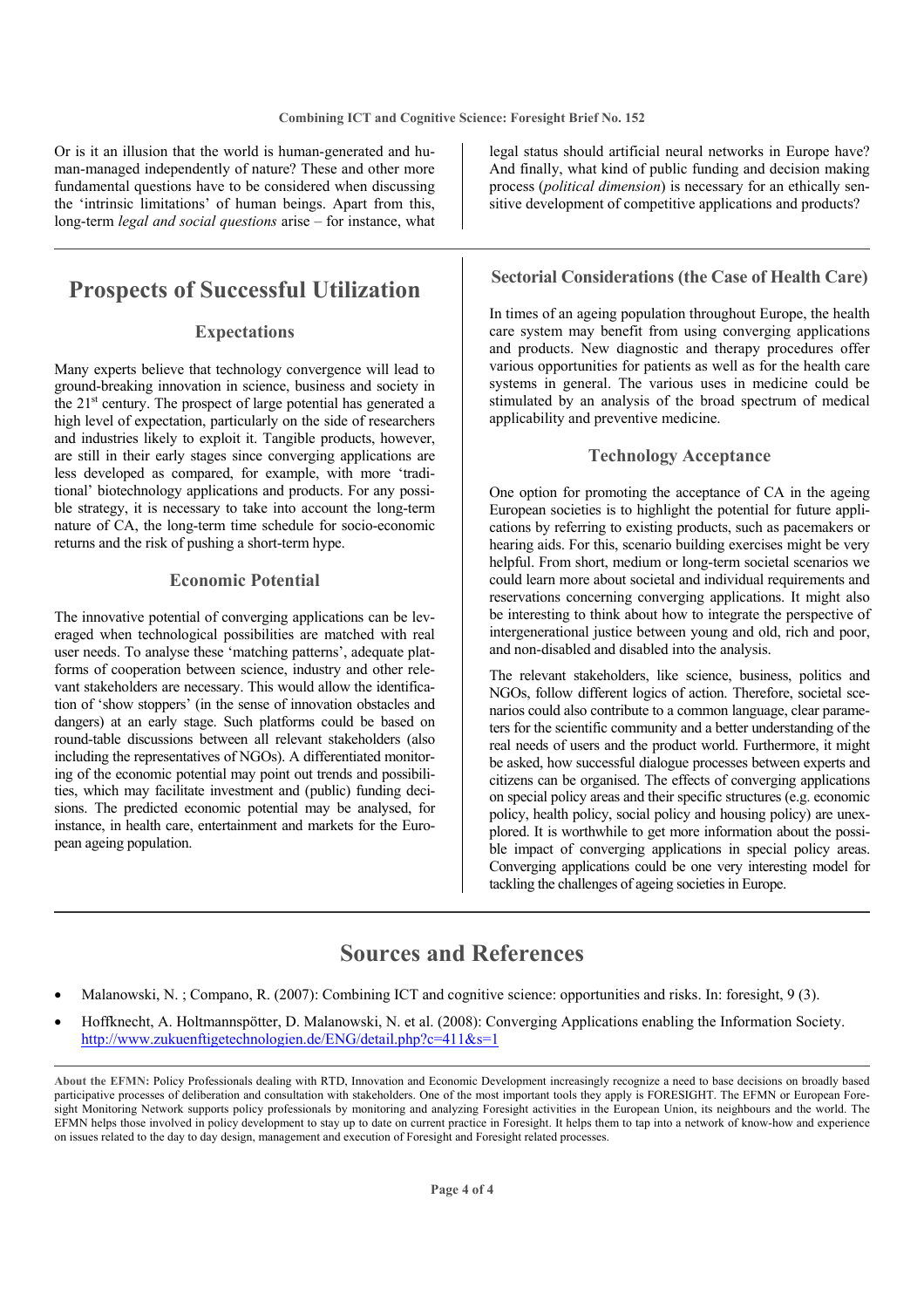Or is it an illusion that the world is human-generated and human-managed independently of nature? These and other more fundamental questions have to be considered when discussing the 'intrinsic limitations' of human beings. Apart from this, long-term *legal and social questions* arise – for instance, what legal status should artificial neural networks in Europe have? And finally, what kind of public funding and decision making process (*political dimension*) is necessary for an ethically sensitive development of competitive applications and products?

# Prospects of Successful Utilization

## Expectations

Many experts believe that technology convergence will lead to ground-breaking innovation in science, business and society in the 21st century. The prospect of large potential has generated a high level of expectation, particularly on the side of researchers and industries likely to exploit it. Tangible products, however, are still in their early stages since converging applications are less developed as compared, for example, with more 'traditional' biotechnology applications and products. For any possible strategy, it is necessary to take into account the long-term nature of CA, the long-term time schedule for socio-economic returns and the risk of pushing a short-term hype.

## Economic Potential

The innovative potential of converging applications can be leveraged when technological possibilities are matched with real user needs. To analyse these 'matching patterns', adequate platforms of cooperation between science, industry and other relevant stakeholders are necessary. This would allow the identification of 'show stoppers' (in the sense of innovation obstacles and dangers) at an early stage. Such platforms could be based on round-table discussions between all relevant stakeholders (also including the representatives of NGOs). A differentiated monitoring of the economic potential may point out trends and possibilities, which may facilitate investment and (public) funding decisions. The predicted economic potential may be analysed, for instance, in health care, entertainment and markets for the European ageing population.

## Sectorial Considerations (the Case of Health Care)

In times of an ageing population throughout Europe, the health care system may benefit from using converging applications and products. New diagnostic and therapy procedures offer various opportunities for patients as well as for the health care systems in general. The various uses in medicine could be stimulated by an analysis of the broad spectrum of medical applicability and preventive medicine.

## Technology Acceptance

One option for promoting the acceptance of CA in the ageing European societies is to highlight the potential for future applications by referring to existing products, such as pacemakers or hearing aids. For this, scenario building exercises might be very helpful. From short, medium or long-term societal scenarios we could learn more about societal and individual requirements and reservations concerning converging applications. It might also be interesting to think about how to integrate the perspective of intergenerational justice between young and old, rich and poor, and non-disabled and disabled into the analysis.

The relevant stakeholders, like science, business, politics and NGOs, follow different logics of action. Therefore, societal scenarios could also contribute to a common language, clear parameters for the scientific community and a better understanding of the real needs of users and the product world. Furthermore, it might be asked, how successful dialogue processes between experts and citizens can be organised. The effects of converging applications on special policy areas and their specific structures (e.g. economic policy, health policy, social policy and housing policy) are unexplored. It is worthwhile to get more information about the possible impact of converging applications in special policy areas. Converging applications could be one very interesting model for tackling the challenges of ageing societies in Europe.

# Sources and References

- Malanowski, N. ; Compano, R. (2007): Combining ICT and cognitive science: opportunities and risks. In: foresight, 9 (3).
- Hoffknecht, A. Holtmannspötter, D. Malanowski, N. et al. (2008): Converging Applications enabling the Information Society. http://www.zukuenftigetechnologien.de/ENG/detail.php?c=411&s=1

**About the EFMN:** Policy Professionals dealing with RTD, Innovation and Economic Development increasingly recognize a need to base decisions on broadly based participative processes of deliberation and consultation with stakeholders. One of the most important tools they apply is FORESIGHT. The EFMN or European Foresight Monitoring Network supports policy professionals by monitoring and analyzing Foresight activities in the European Union, its neighbours and the world. The EFMN helps those involved in policy development to stay up to date on current practice in Foresight. It helps them to tap into a network of know-how and experience on issues related to the day to day design, management and execution of Foresight and Foresight related processes.